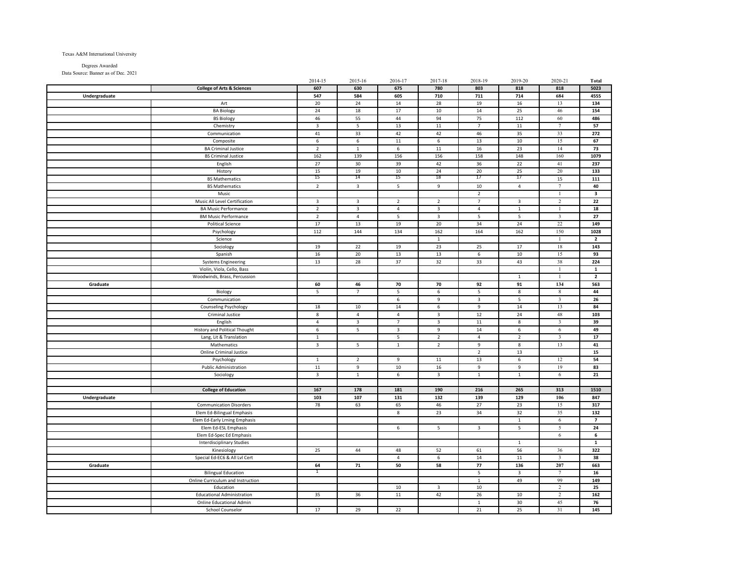Texas A&M International University

Degrees Awarded

Data Source: Banner as of Dec. 2021

| | | 2014-15 | 2015-16 | 2016-17 | 2017-18 | 2018-19 | 2019-20 | 2020-21 | Total |
|---|---|---|---|---|---|---|---|---|---|
| | **College of Arts & Sciences** | **607** | **630** | **675** | **780** | **803** | **818** | **818** | **5023** |
| **Undergraduate** | | **547** | **584** | **605** | **710** | **711** | **714** | **684** | **4555** |
| | Art | 20 | 24 | 14 | 28 | 19 | 16 | 13 | **134** |
| | BA Biology | 24 | 18 | 17 | 10 | 14 | 25 | 46 | **154** |
| | BS Biology | 46 | 55 | 44 | 94 | 75 | 112 | 60 | **486** |
| | Chemistry | 3 | 5 | 13 | 11 | 7 | 11 | 7 | **57** |
| | Communication | 41 | 33 | 42 | 42 | 46 | 35 | 33 | **272** |
| | Composite | 6 | 6 | 11 | 6 | 13 | 10 | 15 | **67** |
| | BA Criminal Justice | 2 | 1 | 6 | 11 | 16 | 23 | 14 | **73** |
| | BS Criminal Justice | 162 | 139 | 156 | 156 | 158 | 148 | 160 | **1079** |
| | English | 27 | 30 | 39 | 42 | 36 | 22 | 41 | **237** |
| | History | 15 | 19 | 10 | 24 | 20 | 25 | 20 | **133** |
| | BS Mathematics | 15 | 14 | 15 | 18 | 17 | 17 | 15 | **111** |
| | BS Mathematics | 2 | 3 | 5 | 9 | 10 | 4 | 7 | **40** |
| | Music | | | | | 2 | | 1 | **3** |
| | Music All Level Certification | 3 | 3 | 2 | 2 | 7 | 3 | 2 | **22** |
| | BA Music Performance | 2 | 3 | 4 | 3 | 4 | 1 | 1 | **18** |
| | BM Music Performance | 2 | 4 | 5 | 3 | 5 | 5 | 3 | **27** |
| | Political Science | 17 | 13 | 19 | 20 | 34 | 24 | 22 | **149** |
| | Psychology | 112 | 144 | 134 | 162 | 164 | 162 | 150 | **1028** |
| | Science | | | | 1 | | | 1 | **2** |
| | Sociology | 19 | 22 | 19 | 23 | 25 | 17 | 18 | **143** |
| | Spanish | 16 | 20 | 13 | 13 | 6 | 10 | 15 | **93** |
| | Systems Engineering | 13 | 28 | 37 | 32 | 33 | 43 | 38 | **224** |
| | Violin, Viola, Cello, Bass | | | | | | | 1 | **1** |
| | Woodwinds, Brass, Percussion | | | | | | 1 | 1 | **2** |
| **Graduate** | | **60** | **46** | **70** | **70** | **92** | **91** | **134** | **563** |
| | Biology | 5 | 7 | 5 | 6 | 5 | 8 | 8 | **44** |
| | Communication | | | 6 | 9 | 3 | 5 | 3 | **26** |
| | Counseling Psychology | 18 | 10 | 14 | 6 | 9 | 14 | 13 | **84** |
| | Criminal Justice | 8 | 4 | 4 | 3 | 12 | 24 | 48 | **103** |
| | English | 4 | 3 | 7 | 3 | 11 | 8 | 3 | **39** |
| | History and Political Thought | 6 | 5 | 3 | 9 | 14 | 6 | 6 | **49** |
| | Lang, Lit & Translation | 1 | | 5 | 2 | 4 | 2 | 3 | **17** |
| | Mathematics | 3 | 5 | 1 | 2 | 9 | 8 | 13 | **41** |
| | Online Criminal Justice | | | | | 2 | 13 | | **15** |
| | Psychology | 1 | 2 | 9 | 11 | 13 | 6 | 12 | **54** |
| | Public Administration | 11 | 9 | 10 | 16 | 9 | 9 | 19 | **83** |
| | Sociology | 3 | 1 | 6 | 3 | 1 | 1 | 6 | **21** |
| | | | | | | | | | |
| | **College of Education** | **167** | **178** | **181** | **190** | **216** | **265** | **313** | **1510** |
| **Undergraduate** | | **103** | **107** | **131** | **132** | **139** | **129** | **106** | **847** |
| | Communication Disorders | 78 | 63 | 65 | 46 | 27 | 23 | 15 | **317** |
| | Elem Ed-Bilingual Emphasis | | | 8 | 23 | 34 | 32 | 35 | **132** |
| | Elem Ed-Early Lrning Emphasis | | | | | | 1 | 6 | **7** |
| | Elem Ed-ESL Emphasis | | | 6 | 5 | 3 | 5 | 5 | **24** |
| | Elem Ed-Spec Ed Emphasis | | | | | | | 6 | **6** |
| | Interdisciplinary Studies | | | | | | 1 | | **1** |
| | Kinesiology | 25 | 44 | 48 | 52 | 61 | 56 | 36 | **322** |
| | Special Ed-EC6 & All Lvl Cert | | | 4 | 6 | 14 | 11 | 3 | **38** |
| **Graduate** | | **64** | **71** | **50** | **58** | **77** | **136** | **207** | **663** |
| | Bilingual Education | 1 | | | | 5 | 3 | 7 | **16** |
| | Online Curriculum and Instruction | | | | | 1 | 49 | 99 | **149** |
| | Education | | | 10 | 3 | 10 | | 2 | **25** |
| | Educational Administration | 35 | 36 | 11 | 42 | 26 | 10 | 2 | **162** |
| | Online Educational Admin | | | | | 1 | 30 | 45 | **76** |
| | School Counselor | 17 | 29 | 22 | | 21 | 25 | 31 | **145** |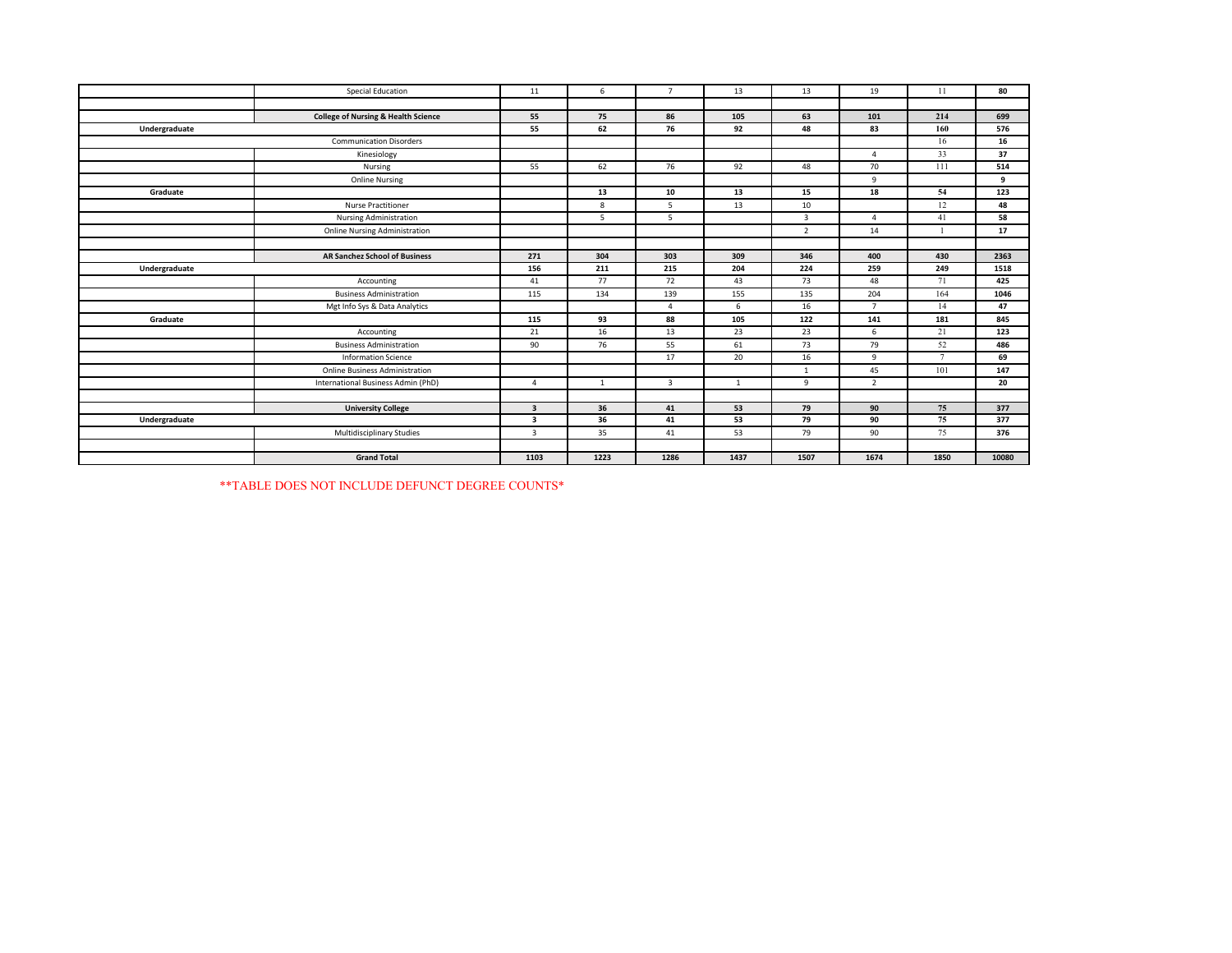| | | | | | | | | | |
|---|---|---|---|---|---|---|---|---|---|
| | Special Education | 11 | 6 | 7 | 13 | 13 | 19 | 11 | **80** |
| | | | | | | | | | |
| | **College of Nursing & Health Science** | **55** | **75** | **86** | **105** | **63** | **101** | **214** | **699** |
| **Undergraduate** | | **55** | **62** | **76** | **92** | **48** | **83** | **160** | **576** |
| | Communication Disorders | | | | | | | 16 | **16** |
| | Kinesiology | | | | | | 4 | 33 | **37** |
| | Nursing | 55 | 62 | 76 | 92 | 48 | 70 | 111 | **514** |
| | Online Nursing | | | | | | 9 | | **9** |
| **Graduate** | | | **13** | **10** | **13** | **15** | **18** | **54** | **123** |
| | Nurse Practitioner | | 8 | 5 | 13 | 10 | | 12 | **48** |
| | Nursing Administration | | 5 | 5 | | 3 | 4 | 41 | **58** |
| | Online Nursing Administration | | | | | 2 | 14 | 1 | **17** |
| | | | | | | | | | |
| | **AR Sanchez School of Business** | **271** | **304** | **303** | **309** | **346** | **400** | **430** | **2363** |
| **Undergraduate** | | **156** | **211** | **215** | **204** | **224** | **259** | **249** | **1518** |
| | Accounting | 41 | 77 | 72 | 43 | 73 | 48 | 71 | **425** |
| | Business Administration | 115 | 134 | 139 | 155 | 135 | 204 | 164 | **1046** |
| | Mgt Info Sys & Data Analytics | | | 4 | 6 | 16 | 7 | 14 | **47** |
| **Graduate** | | **115** | **93** | **88** | **105** | **122** | **141** | **181** | **845** |
| | Accounting | 21 | 16 | 13 | 23 | 23 | 6 | 21 | **123** |
| | Business Administration | 90 | 76 | 55 | 61 | 73 | 79 | 52 | **486** |
| | Information Science | | | 17 | 20 | 16 | 9 | 7 | **69** |
| | Online Business Administration | | | | | 1 | 45 | 101 | **147** |
| | International Business Admin (PhD) | 4 | 1 | 3 | 1 | 9 | 2 | | **20** |
| | | | | | | | | | |
| | **University College** | **3** | **36** | **41** | **53** | **79** | **90** | **75** | **377** |
| **Undergraduate** | | **3** | **36** | **41** | **53** | **79** | **90** | **75** | **377** |
| | Multidisciplinary Studies | 3 | 35 | 41 | 53 | 79 | 90 | 75 | **376** |
| | | | | | | | | | |
| | **Grand Total** | **1103** | **1223** | **1286** | **1437** | **1507** | **1674** | **1850** | **10080** |

**TABLE DOES NOT INCLUDE DEFUNCT DEGREE COUNTS*